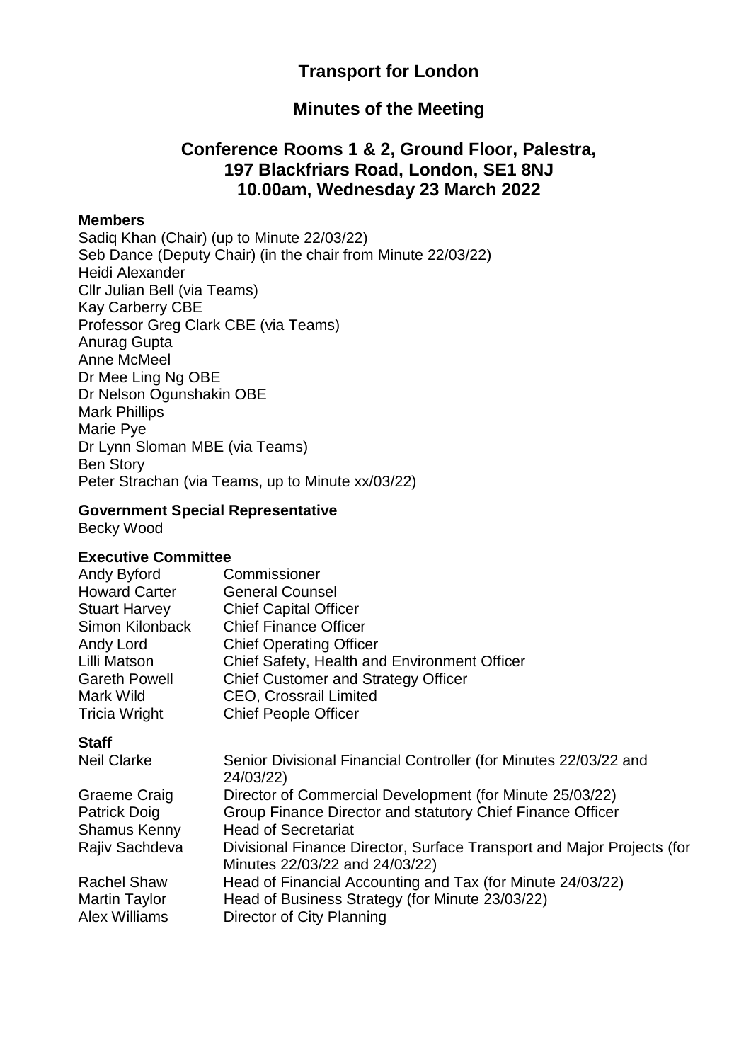# Transport for London

## Minutes of the Meeting

## Conference Rooms 1 & 2, Ground Floor, Palestra, 197 Blackfriars Road, London, SE1 8NJ 10.00am, Wednesday 23 March 2022

**Members**

Sadiq Khan (Chair) (up to Minute 22/03/22)
Seb Dance (Deputy Chair) (in the chair from Minute 22/03/22)
Heidi Alexander
Cllr Julian Bell (via Teams)
Kay Carberry CBE
Professor Greg Clark CBE (via Teams)
Anurag Gupta
Anne McMeel
Dr Mee Ling Ng OBE
Dr Nelson Ogunshakin OBE
Mark Phillips
Marie Pye
Dr Lynn Sloman MBE (via Teams)
Ben Story
Peter Strachan (via Teams, up to Minute xx/03/22)

**Government Special Representative**

Becky Wood

**Executive Committee**

| | |
|---|---|
| Andy Byford | Commissioner |
| Howard Carter | General Counsel |
| Stuart Harvey | Chief Capital Officer |
| Simon Kilonback | Chief Finance Officer |
| Andy Lord | Chief Operating Officer |
| Lilli Matson | Chief Safety, Health and Environment Officer |
| Gareth Powell | Chief Customer and Strategy Officer |
| Mark Wild | CEO, Crossrail Limited |
| Tricia Wright | Chief People Officer |

**Staff**

| | |
|---|---|
| Neil Clarke | Senior Divisional Financial Controller (for Minutes 22/03/22 and 24/03/22) |
| Graeme Craig | Director of Commercial Development (for Minute 25/03/22) |
| Patrick Doig | Group Finance Director and statutory Chief Finance Officer |
| Shamus Kenny | Head of Secretariat |
| Rajiv Sachdeva | Divisional Finance Director, Surface Transport and Major Projects (for Minutes 22/03/22 and 24/03/22) |
| Rachel Shaw | Head of Financial Accounting and Tax (for Minute 24/03/22) |
| Martin Taylor | Head of Business Strategy (for Minute 23/03/22) |
| Alex Williams | Director of City Planning |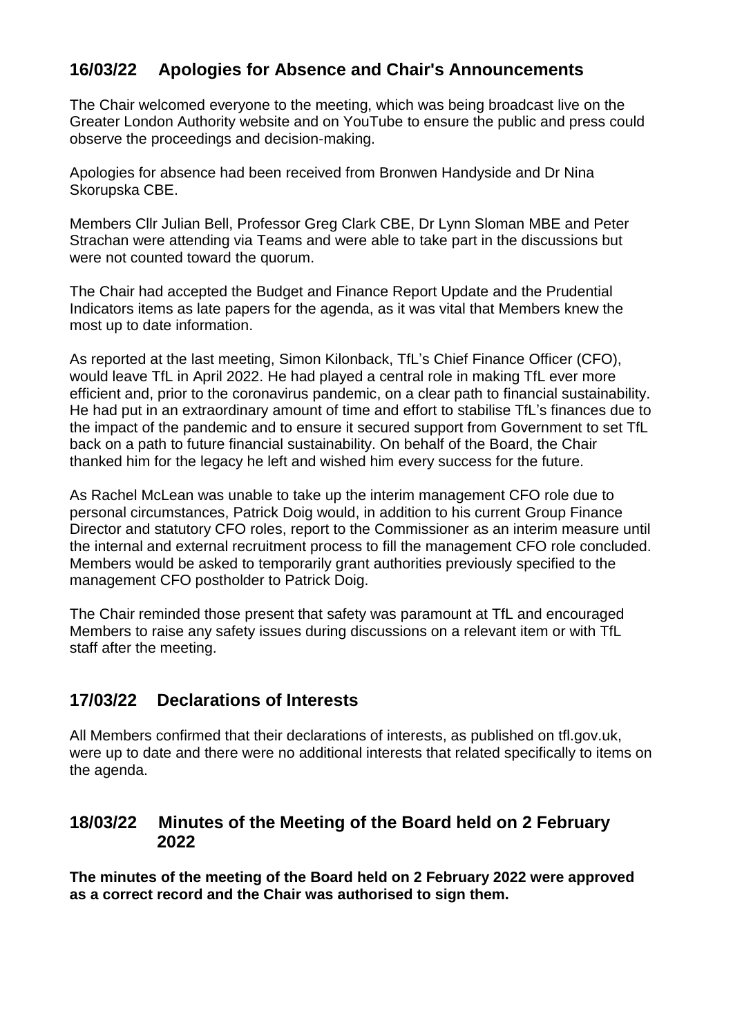## 16/03/22 Apologies for Absence and Chair's Announcements

The Chair welcomed everyone to the meeting, which was being broadcast live on the Greater London Authority website and on YouTube to ensure the public and press could observe the proceedings and decision-making.

Apologies for absence had been received from Bronwen Handyside and Dr Nina Skorupska CBE.

Members Cllr Julian Bell, Professor Greg Clark CBE, Dr Lynn Sloman MBE and Peter Strachan were attending via Teams and were able to take part in the discussions but were not counted toward the quorum.

The Chair had accepted the Budget and Finance Report Update and the Prudential Indicators items as late papers for the agenda, as it was vital that Members knew the most up to date information.

As reported at the last meeting, Simon Kilonback, TfL's Chief Finance Officer (CFO), would leave TfL in April 2022. He had played a central role in making TfL ever more efficient and, prior to the coronavirus pandemic, on a clear path to financial sustainability. He had put in an extraordinary amount of time and effort to stabilise TfL's finances due to the impact of the pandemic and to ensure it secured support from Government to set TfL back on a path to future financial sustainability. On behalf of the Board, the Chair thanked him for the legacy he left and wished him every success for the future.

As Rachel McLean was unable to take up the interim management CFO role due to personal circumstances, Patrick Doig would, in addition to his current Group Finance Director and statutory CFO roles, report to the Commissioner as an interim measure until the internal and external recruitment process to fill the management CFO role concluded. Members would be asked to temporarily grant authorities previously specified to the management CFO postholder to Patrick Doig.

The Chair reminded those present that safety was paramount at TfL and encouraged Members to raise any safety issues during discussions on a relevant item or with TfL staff after the meeting.

## 17/03/22 Declarations of Interests

All Members confirmed that their declarations of interests, as published on tfl.gov.uk, were up to date and there were no additional interests that related specifically to items on the agenda.

## 18/03/22 Minutes of the Meeting of the Board held on 2 February 2022

**The minutes of the meeting of the Board held on 2 February 2022 were approved as a correct record and the Chair was authorised to sign them.**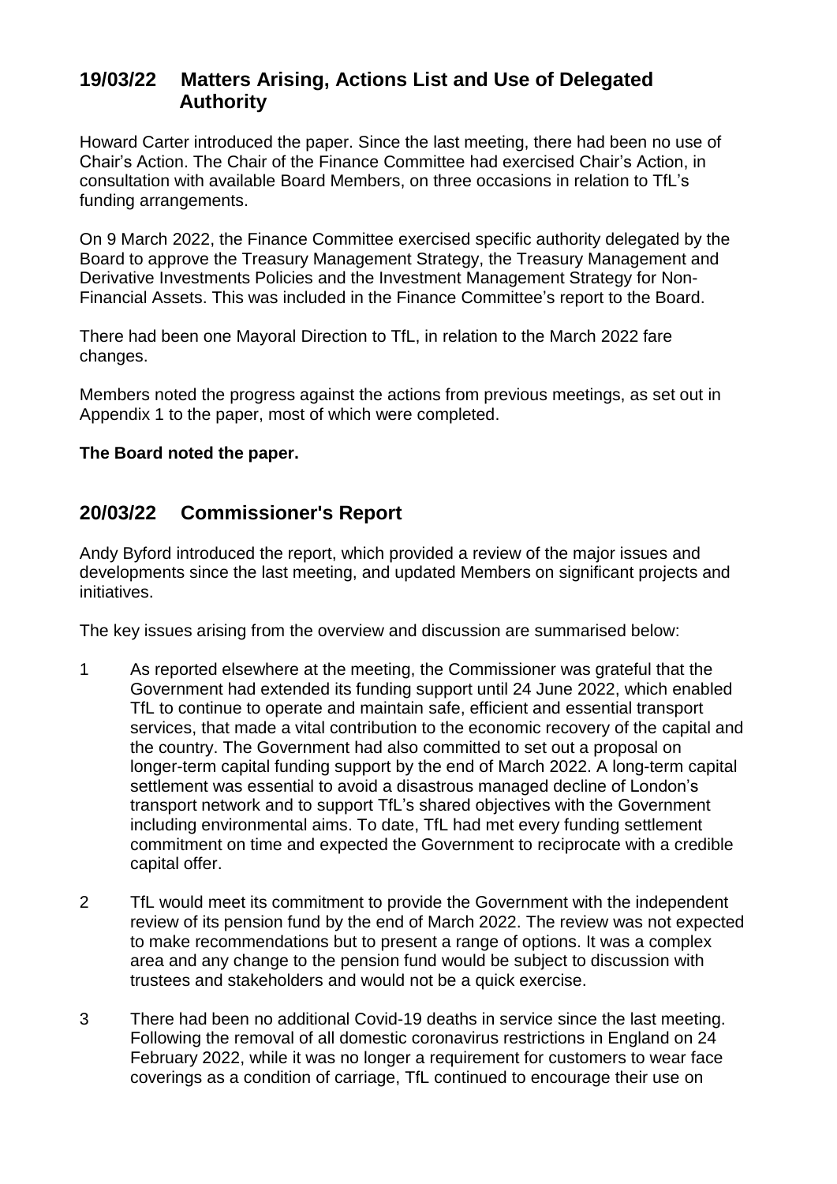## 19/03/22 Matters Arising, Actions List and Use of Delegated Authority

Howard Carter introduced the paper. Since the last meeting, there had been no use of Chair's Action. The Chair of the Finance Committee had exercised Chair's Action, in consultation with available Board Members, on three occasions in relation to TfL's funding arrangements.

On 9 March 2022, the Finance Committee exercised specific authority delegated by the Board to approve the Treasury Management Strategy, the Treasury Management and Derivative Investments Policies and the Investment Management Strategy for Non-Financial Assets. This was included in the Finance Committee's report to the Board.

There had been one Mayoral Direction to TfL, in relation to the March 2022 fare changes.

Members noted the progress against the actions from previous meetings, as set out in Appendix 1 to the paper, most of which were completed.

**The Board noted the paper.**

## 20/03/22 Commissioner's Report

Andy Byford introduced the report, which provided a review of the major issues and developments since the last meeting, and updated Members on significant projects and initiatives.

The key issues arising from the overview and discussion are summarised below:

1. As reported elsewhere at the meeting, the Commissioner was grateful that the Government had extended its funding support until 24 June 2022, which enabled TfL to continue to operate and maintain safe, efficient and essential transport services, that made a vital contribution to the economic recovery of the capital and the country. The Government had also committed to set out a proposal on longer-term capital funding support by the end of March 2022. A long-term capital settlement was essential to avoid a disastrous managed decline of London's transport network and to support TfL's shared objectives with the Government including environmental aims. To date, TfL had met every funding settlement commitment on time and expected the Government to reciprocate with a credible capital offer.

2. TfL would meet its commitment to provide the Government with the independent review of its pension fund by the end of March 2022. The review was not expected to make recommendations but to present a range of options. It was a complex area and any change to the pension fund would be subject to discussion with trustees and stakeholders and would not be a quick exercise.

3. There had been no additional Covid-19 deaths in service since the last meeting. Following the removal of all domestic coronavirus restrictions in England on 24 February 2022, while it was no longer a requirement for customers to wear face coverings as a condition of carriage, TfL continued to encourage their use on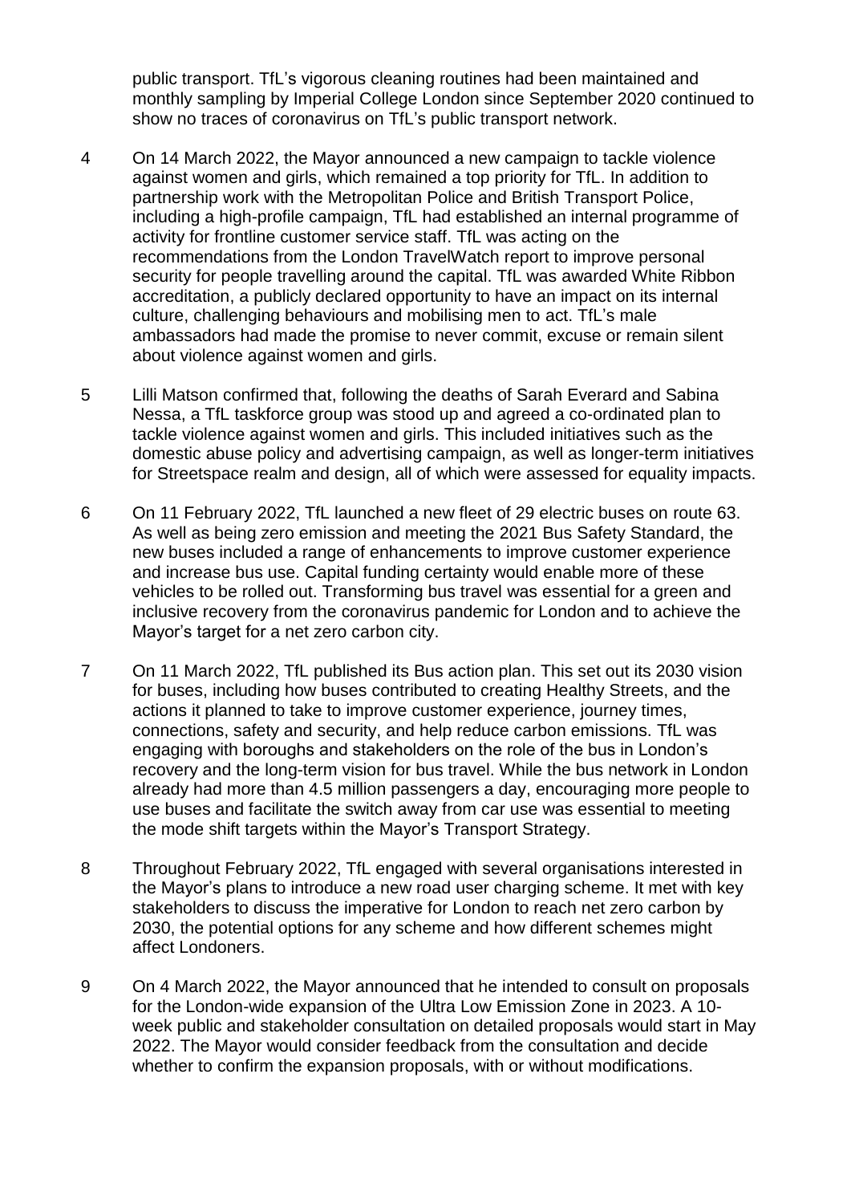public transport. TfL’s vigorous cleaning routines had been maintained and monthly sampling by Imperial College London since September 2020 continued to show no traces of coronavirus on TfL’s public transport network.

4 On 14 March 2022, the Mayor announced a new campaign to tackle violence against women and girls, which remained a top priority for TfL. In addition to partnership work with the Metropolitan Police and British Transport Police, including a high-profile campaign, TfL had established an internal programme of activity for frontline customer service staff. TfL was acting on the recommendations from the London TravelWatch report to improve personal security for people travelling around the capital. TfL was awarded White Ribbon accreditation, a publicly declared opportunity to have an impact on its internal culture, challenging behaviours and mobilising men to act. TfL’s male ambassadors had made the promise to never commit, excuse or remain silent about violence against women and girls.

5 Lilli Matson confirmed that, following the deaths of Sarah Everard and Sabina Nessa, a TfL taskforce group was stood up and agreed a co-ordinated plan to tackle violence against women and girls. This included initiatives such as the domestic abuse policy and advertising campaign, as well as longer-term initiatives for Streetspace realm and design, all of which were assessed for equality impacts.

6 On 11 February 2022, TfL launched a new fleet of 29 electric buses on route 63. As well as being zero emission and meeting the 2021 Bus Safety Standard, the new buses included a range of enhancements to improve customer experience and increase bus use. Capital funding certainty would enable more of these vehicles to be rolled out. Transforming bus travel was essential for a green and inclusive recovery from the coronavirus pandemic for London and to achieve the Mayor’s target for a net zero carbon city.

7 On 11 March 2022, TfL published its Bus action plan. This set out its 2030 vision for buses, including how buses contributed to creating Healthy Streets, and the actions it planned to take to improve customer experience, journey times, connections, safety and security, and help reduce carbon emissions. TfL was engaging with boroughs and stakeholders on the role of the bus in London’s recovery and the long-term vision for bus travel. While the bus network in London already had more than 4.5 million passengers a day, encouraging more people to use buses and facilitate the switch away from car use was essential to meeting the mode shift targets within the Mayor’s Transport Strategy.

8 Throughout February 2022, TfL engaged with several organisations interested in the Mayor’s plans to introduce a new road user charging scheme. It met with key stakeholders to discuss the imperative for London to reach net zero carbon by 2030, the potential options for any scheme and how different schemes might affect Londoners.

9 On 4 March 2022, the Mayor announced that he intended to consult on proposals for the London-wide expansion of the Ultra Low Emission Zone in 2023. A 10-week public and stakeholder consultation on detailed proposals would start in May 2022. The Mayor would consider feedback from the consultation and decide whether to confirm the expansion proposals, with or without modifications.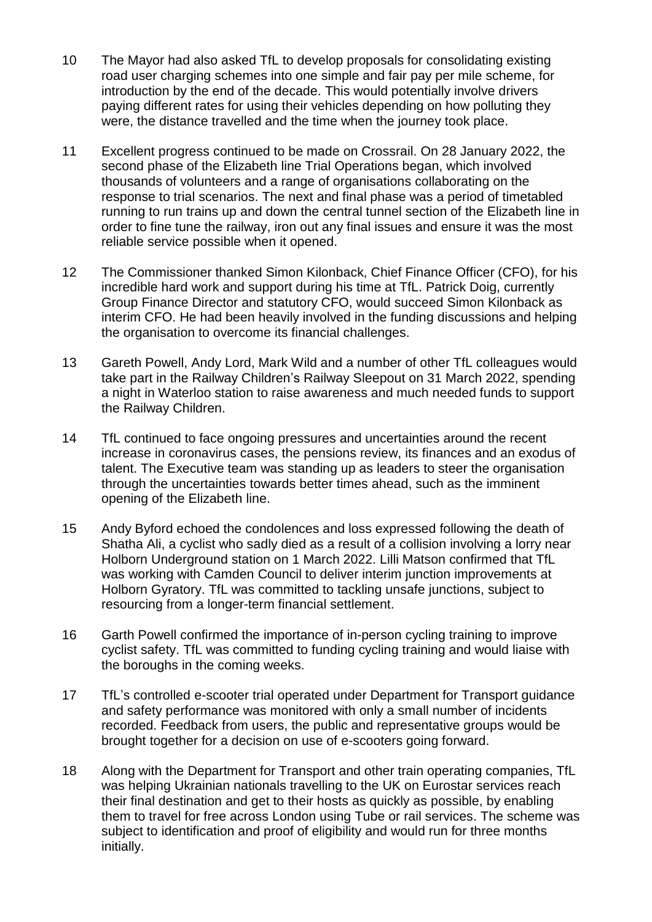10 The Mayor had also asked TfL to develop proposals for consolidating existing road user charging schemes into one simple and fair pay per mile scheme, for introduction by the end of the decade. This would potentially involve drivers paying different rates for using their vehicles depending on how polluting they were, the distance travelled and the time when the journey took place.

11 Excellent progress continued to be made on Crossrail. On 28 January 2022, the second phase of the Elizabeth line Trial Operations began, which involved thousands of volunteers and a range of organisations collaborating on the response to trial scenarios. The next and final phase was a period of timetabled running to run trains up and down the central tunnel section of the Elizabeth line in order to fine tune the railway, iron out any final issues and ensure it was the most reliable service possible when it opened.

12 The Commissioner thanked Simon Kilonback, Chief Finance Officer (CFO), for his incredible hard work and support during his time at TfL. Patrick Doig, currently Group Finance Director and statutory CFO, would succeed Simon Kilonback as interim CFO. He had been heavily involved in the funding discussions and helping the organisation to overcome its financial challenges.

13 Gareth Powell, Andy Lord, Mark Wild and a number of other TfL colleagues would take part in the Railway Children's Railway Sleepout on 31 March 2022, spending a night in Waterloo station to raise awareness and much needed funds to support the Railway Children.

14 TfL continued to face ongoing pressures and uncertainties around the recent increase in coronavirus cases, the pensions review, its finances and an exodus of talent. The Executive team was standing up as leaders to steer the organisation through the uncertainties towards better times ahead, such as the imminent opening of the Elizabeth line.

15 Andy Byford echoed the condolences and loss expressed following the death of Shatha Ali, a cyclist who sadly died as a result of a collision involving a lorry near Holborn Underground station on 1 March 2022. Lilli Matson confirmed that TfL was working with Camden Council to deliver interim junction improvements at Holborn Gyratory. TfL was committed to tackling unsafe junctions, subject to resourcing from a longer-term financial settlement.

16 Garth Powell confirmed the importance of in-person cycling training to improve cyclist safety. TfL was committed to funding cycling training and would liaise with the boroughs in the coming weeks.

17 TfL's controlled e-scooter trial operated under Department for Transport guidance and safety performance was monitored with only a small number of incidents recorded. Feedback from users, the public and representative groups would be brought together for a decision on use of e-scooters going forward.

18 Along with the Department for Transport and other train operating companies, TfL was helping Ukrainian nationals travelling to the UK on Eurostar services reach their final destination and get to their hosts as quickly as possible, by enabling them to travel for free across London using Tube or rail services. The scheme was subject to identification and proof of eligibility and would run for three months initially.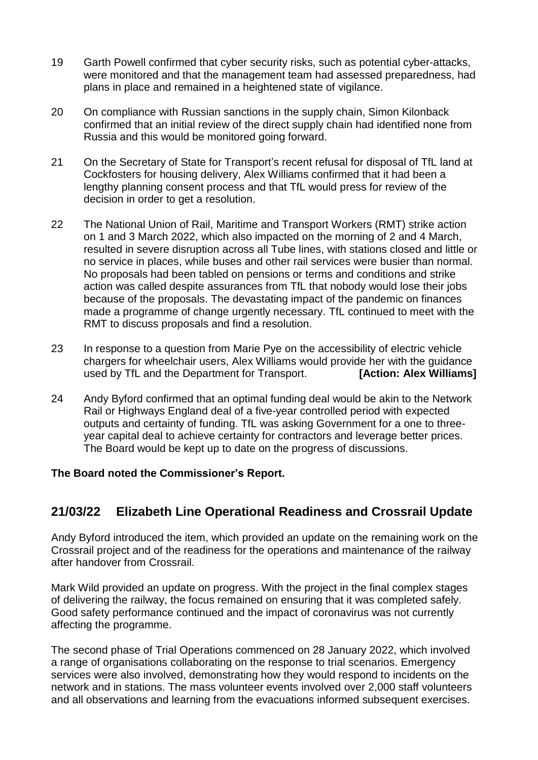19 Garth Powell confirmed that cyber security risks, such as potential cyber-attacks, were monitored and that the management team had assessed preparedness, had plans in place and remained in a heightened state of vigilance.

20 On compliance with Russian sanctions in the supply chain, Simon Kilonback confirmed that an initial review of the direct supply chain had identified none from Russia and this would be monitored going forward.

21 On the Secretary of State for Transport's recent refusal for disposal of TfL land at Cockfosters for housing delivery, Alex Williams confirmed that it had been a lengthy planning consent process and that TfL would press for review of the decision in order to get a resolution.

22 The National Union of Rail, Maritime and Transport Workers (RMT) strike action on 1 and 3 March 2022, which also impacted on the morning of 2 and 4 March, resulted in severe disruption across all Tube lines, with stations closed and little or no service in places, while buses and other rail services were busier than normal. No proposals had been tabled on pensions or terms and conditions and strike action was called despite assurances from TfL that nobody would lose their jobs because of the proposals. The devastating impact of the pandemic on finances made a programme of change urgently necessary. TfL continued to meet with the RMT to discuss proposals and find a resolution.

23 In response to a question from Marie Pye on the accessibility of electric vehicle chargers for wheelchair users, Alex Williams would provide her with the guidance used by TfL and the Department for Transport. **[Action: Alex Williams]**

24 Andy Byford confirmed that an optimal funding deal would be akin to the Network Rail or Highways England deal of a five-year controlled period with expected outputs and certainty of funding. TfL was asking Government for a one to three-year capital deal to achieve certainty for contractors and leverage better prices. The Board would be kept up to date on the progress of discussions.

**The Board noted the Commissioner's Report.**

## 21/03/22 Elizabeth Line Operational Readiness and Crossrail Update

Andy Byford introduced the item, which provided an update on the remaining work on the Crossrail project and of the readiness for the operations and maintenance of the railway after handover from Crossrail.

Mark Wild provided an update on progress. With the project in the final complex stages of delivering the railway, the focus remained on ensuring that it was completed safely. Good safety performance continued and the impact of coronavirus was not currently affecting the programme.

The second phase of Trial Operations commenced on 28 January 2022, which involved a range of organisations collaborating on the response to trial scenarios. Emergency services were also involved, demonstrating how they would respond to incidents on the network and in stations. The mass volunteer events involved over 2,000 staff volunteers and all observations and learning from the evacuations informed subsequent exercises.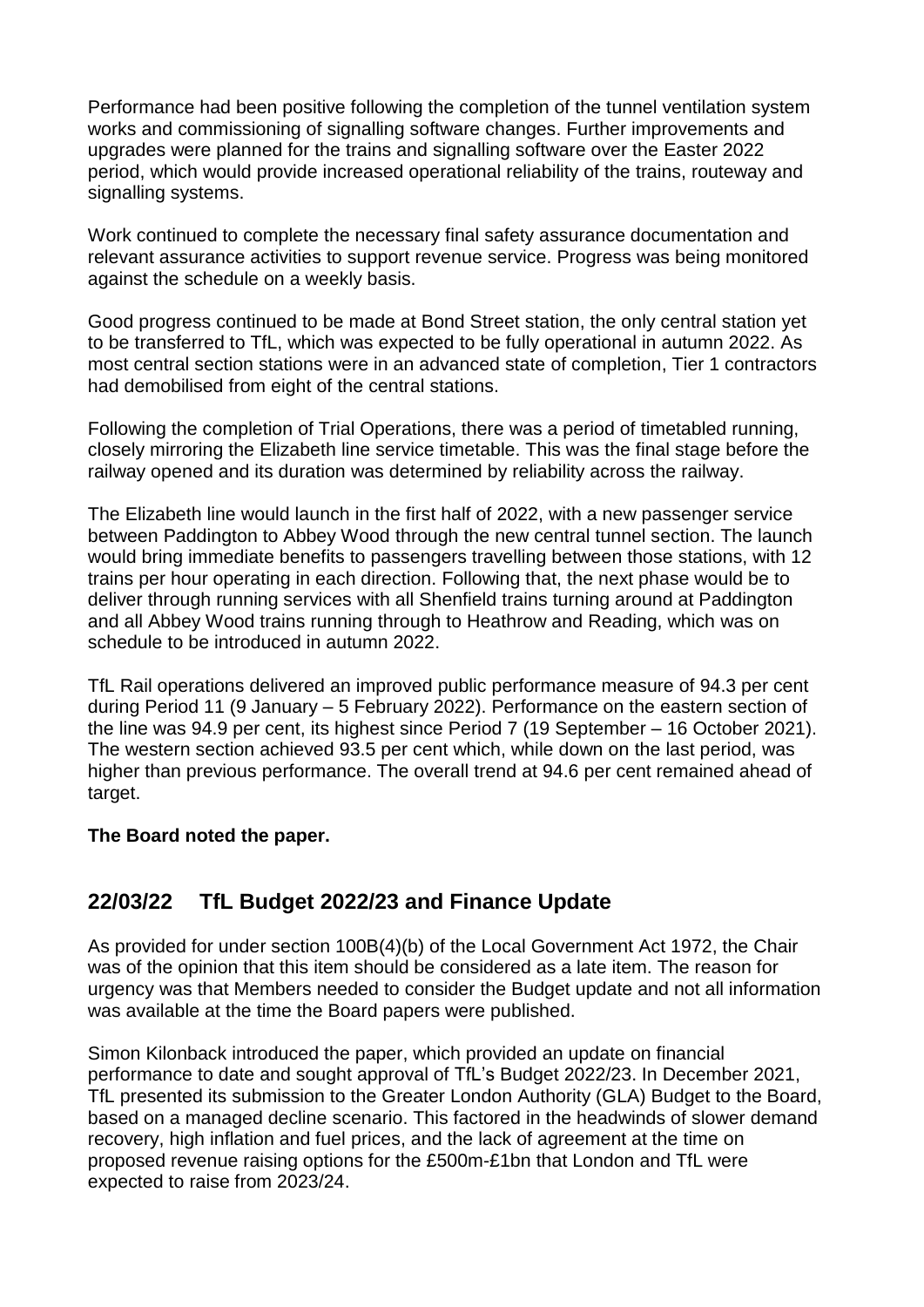Performance had been positive following the completion of the tunnel ventilation system works and commissioning of signalling software changes. Further improvements and upgrades were planned for the trains and signalling software over the Easter 2022 period, which would provide increased operational reliability of the trains, routeway and signalling systems.

Work continued to complete the necessary final safety assurance documentation and relevant assurance activities to support revenue service. Progress was being monitored against the schedule on a weekly basis.

Good progress continued to be made at Bond Street station, the only central station yet to be transferred to TfL, which was expected to be fully operational in autumn 2022. As most central section stations were in an advanced state of completion, Tier 1 contractors had demobilised from eight of the central stations.

Following the completion of Trial Operations, there was a period of timetabled running, closely mirroring the Elizabeth line service timetable. This was the final stage before the railway opened and its duration was determined by reliability across the railway.

The Elizabeth line would launch in the first half of 2022, with a new passenger service between Paddington to Abbey Wood through the new central tunnel section. The launch would bring immediate benefits to passengers travelling between those stations, with 12 trains per hour operating in each direction. Following that, the next phase would be to deliver through running services with all Shenfield trains turning around at Paddington and all Abbey Wood trains running through to Heathrow and Reading, which was on schedule to be introduced in autumn 2022.

TfL Rail operations delivered an improved public performance measure of 94.3 per cent during Period 11 (9 January – 5 February 2022). Performance on the eastern section of the line was 94.9 per cent, its highest since Period 7 (19 September – 16 October 2021). The western section achieved 93.5 per cent which, while down on the last period, was higher than previous performance. The overall trend at 94.6 per cent remained ahead of target.

**The Board noted the paper.**

## 22/03/22 TfL Budget 2022/23 and Finance Update

As provided for under section 100B(4)(b) of the Local Government Act 1972, the Chair was of the opinion that this item should be considered as a late item. The reason for urgency was that Members needed to consider the Budget update and not all information was available at the time the Board papers were published.

Simon Kilonback introduced the paper, which provided an update on financial performance to date and sought approval of TfL's Budget 2022/23. In December 2021, TfL presented its submission to the Greater London Authority (GLA) Budget to the Board, based on a managed decline scenario. This factored in the headwinds of slower demand recovery, high inflation and fuel prices, and the lack of agreement at the time on proposed revenue raising options for the £500m-£1bn that London and TfL were expected to raise from 2023/24.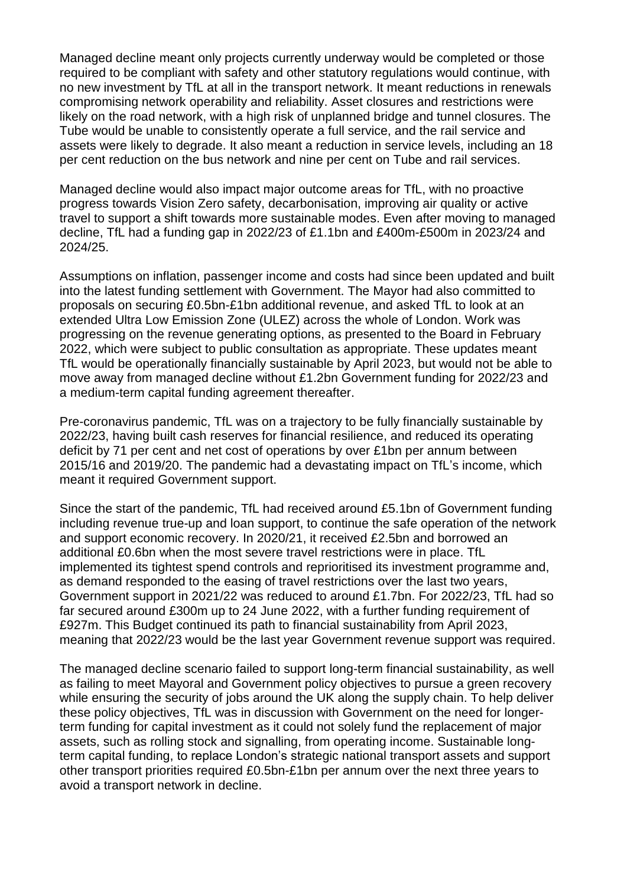Managed decline meant only projects currently underway would be completed or those required to be compliant with safety and other statutory regulations would continue, with no new investment by TfL at all in the transport network. It meant reductions in renewals compromising network operability and reliability. Asset closures and restrictions were likely on the road network, with a high risk of unplanned bridge and tunnel closures. The Tube would be unable to consistently operate a full service, and the rail service and assets were likely to degrade. It also meant a reduction in service levels, including an 18 per cent reduction on the bus network and nine per cent on Tube and rail services.

Managed decline would also impact major outcome areas for TfL, with no proactive progress towards Vision Zero safety, decarbonisation, improving air quality or active travel to support a shift towards more sustainable modes. Even after moving to managed decline, TfL had a funding gap in 2022/23 of £1.1bn and £400m-£500m in 2023/24 and 2024/25.

Assumptions on inflation, passenger income and costs had since been updated and built into the latest funding settlement with Government. The Mayor had also committed to proposals on securing £0.5bn-£1bn additional revenue, and asked TfL to look at an extended Ultra Low Emission Zone (ULEZ) across the whole of London. Work was progressing on the revenue generating options, as presented to the Board in February 2022, which were subject to public consultation as appropriate. These updates meant TfL would be operationally financially sustainable by April 2023, but would not be able to move away from managed decline without £1.2bn Government funding for 2022/23 and a medium-term capital funding agreement thereafter.

Pre-coronavirus pandemic, TfL was on a trajectory to be fully financially sustainable by 2022/23, having built cash reserves for financial resilience, and reduced its operating deficit by 71 per cent and net cost of operations by over £1bn per annum between 2015/16 and 2019/20. The pandemic had a devastating impact on TfL's income, which meant it required Government support.

Since the start of the pandemic, TfL had received around £5.1bn of Government funding including revenue true-up and loan support, to continue the safe operation of the network and support economic recovery. In 2020/21, it received £2.5bn and borrowed an additional £0.6bn when the most severe travel restrictions were in place. TfL implemented its tightest spend controls and reprioritised its investment programme and, as demand responded to the easing of travel restrictions over the last two years, Government support in 2021/22 was reduced to around £1.7bn. For 2022/23, TfL had so far secured around £300m up to 24 June 2022, with a further funding requirement of £927m. This Budget continued its path to financial sustainability from April 2023, meaning that 2022/23 would be the last year Government revenue support was required.

The managed decline scenario failed to support long-term financial sustainability, as well as failing to meet Mayoral and Government policy objectives to pursue a green recovery while ensuring the security of jobs around the UK along the supply chain. To help deliver these policy objectives, TfL was in discussion with Government on the need for longer-term funding for capital investment as it could not solely fund the replacement of major assets, such as rolling stock and signalling, from operating income. Sustainable long-term capital funding, to replace London's strategic national transport assets and support other transport priorities required £0.5bn-£1bn per annum over the next three years to avoid a transport network in decline.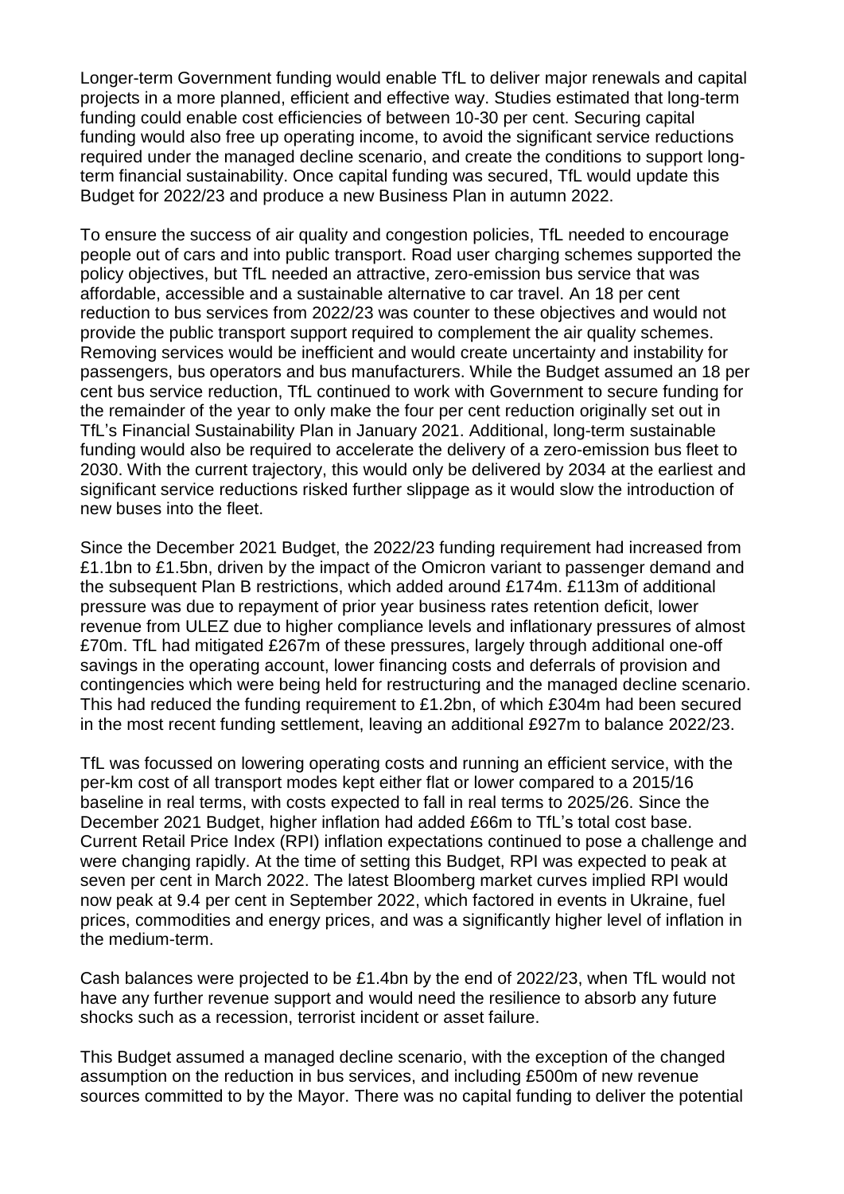Longer-term Government funding would enable TfL to deliver major renewals and capital projects in a more planned, efficient and effective way. Studies estimated that long-term funding could enable cost efficiencies of between 10-30 per cent. Securing capital funding would also free up operating income, to avoid the significant service reductions required under the managed decline scenario, and create the conditions to support long-term financial sustainability. Once capital funding was secured, TfL would update this Budget for 2022/23 and produce a new Business Plan in autumn 2022.

To ensure the success of air quality and congestion policies, TfL needed to encourage people out of cars and into public transport. Road user charging schemes supported the policy objectives, but TfL needed an attractive, zero-emission bus service that was affordable, accessible and a sustainable alternative to car travel. An 18 per cent reduction to bus services from 2022/23 was counter to these objectives and would not provide the public transport support required to complement the air quality schemes. Removing services would be inefficient and would create uncertainty and instability for passengers, bus operators and bus manufacturers. While the Budget assumed an 18 per cent bus service reduction, TfL continued to work with Government to secure funding for the remainder of the year to only make the four per cent reduction originally set out in TfL's Financial Sustainability Plan in January 2021. Additional, long-term sustainable funding would also be required to accelerate the delivery of a zero-emission bus fleet to 2030. With the current trajectory, this would only be delivered by 2034 at the earliest and significant service reductions risked further slippage as it would slow the introduction of new buses into the fleet.

Since the December 2021 Budget, the 2022/23 funding requirement had increased from £1.1bn to £1.5bn, driven by the impact of the Omicron variant to passenger demand and the subsequent Plan B restrictions, which added around £174m. £113m of additional pressure was due to repayment of prior year business rates retention deficit, lower revenue from ULEZ due to higher compliance levels and inflationary pressures of almost £70m. TfL had mitigated £267m of these pressures, largely through additional one-off savings in the operating account, lower financing costs and deferrals of provision and contingencies which were being held for restructuring and the managed decline scenario. This had reduced the funding requirement to £1.2bn, of which £304m had been secured in the most recent funding settlement, leaving an additional £927m to balance 2022/23.

TfL was focussed on lowering operating costs and running an efficient service, with the per-km cost of all transport modes kept either flat or lower compared to a 2015/16 baseline in real terms, with costs expected to fall in real terms to 2025/26. Since the December 2021 Budget, higher inflation had added £66m to TfL's total cost base. Current Retail Price Index (RPI) inflation expectations continued to pose a challenge and were changing rapidly. At the time of setting this Budget, RPI was expected to peak at seven per cent in March 2022. The latest Bloomberg market curves implied RPI would now peak at 9.4 per cent in September 2022, which factored in events in Ukraine, fuel prices, commodities and energy prices, and was a significantly higher level of inflation in the medium-term.

Cash balances were projected to be £1.4bn by the end of 2022/23, when TfL would not have any further revenue support and would need the resilience to absorb any future shocks such as a recession, terrorist incident or asset failure.

This Budget assumed a managed decline scenario, with the exception of the changed assumption on the reduction in bus services, and including £500m of new revenue sources committed to by the Mayor. There was no capital funding to deliver the potential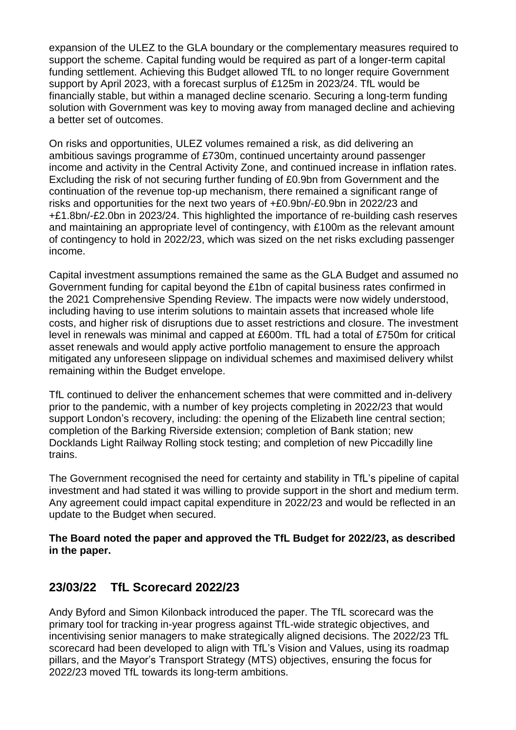expansion of the ULEZ to the GLA boundary or the complementary measures required to support the scheme. Capital funding would be required as part of a longer-term capital funding settlement. Achieving this Budget allowed TfL to no longer require Government support by April 2023, with a forecast surplus of £125m in 2023/24. TfL would be financially stable, but within a managed decline scenario. Securing a long-term funding solution with Government was key to moving away from managed decline and achieving a better set of outcomes.

On risks and opportunities, ULEZ volumes remained a risk, as did delivering an ambitious savings programme of £730m, continued uncertainty around passenger income and activity in the Central Activity Zone, and continued increase in inflation rates. Excluding the risk of not securing further funding of £0.9bn from Government and the continuation of the revenue top-up mechanism, there remained a significant range of risks and opportunities for the next two years of +£0.9bn/-£0.9bn in 2022/23 and +£1.8bn/-£2.0bn in 2023/24. This highlighted the importance of re-building cash reserves and maintaining an appropriate level of contingency, with £100m as the relevant amount of contingency to hold in 2022/23, which was sized on the net risks excluding passenger income.

Capital investment assumptions remained the same as the GLA Budget and assumed no Government funding for capital beyond the £1bn of capital business rates confirmed in the 2021 Comprehensive Spending Review. The impacts were now widely understood, including having to use interim solutions to maintain assets that increased whole life costs, and higher risk of disruptions due to asset restrictions and closure. The investment level in renewals was minimal and capped at £600m. TfL had a total of £750m for critical asset renewals and would apply active portfolio management to ensure the approach mitigated any unforeseen slippage on individual schemes and maximised delivery whilst remaining within the Budget envelope.

TfL continued to deliver the enhancement schemes that were committed and in-delivery prior to the pandemic, with a number of key projects completing in 2022/23 that would support London's recovery, including: the opening of the Elizabeth line central section; completion of the Barking Riverside extension; completion of Bank station; new Docklands Light Railway Rolling stock testing; and completion of new Piccadilly line trains.

The Government recognised the need for certainty and stability in TfL's pipeline of capital investment and had stated it was willing to provide support in the short and medium term. Any agreement could impact capital expenditure in 2022/23 and would be reflected in an update to the Budget when secured.

**The Board noted the paper and approved the TfL Budget for 2022/23, as described in the paper.**

## 23/03/22 TfL Scorecard 2022/23

Andy Byford and Simon Kilonback introduced the paper. The TfL scorecard was the primary tool for tracking in-year progress against TfL-wide strategic objectives, and incentivising senior managers to make strategically aligned decisions. The 2022/23 TfL scorecard had been developed to align with TfL's Vision and Values, using its roadmap pillars, and the Mayor's Transport Strategy (MTS) objectives, ensuring the focus for 2022/23 moved TfL towards its long-term ambitions.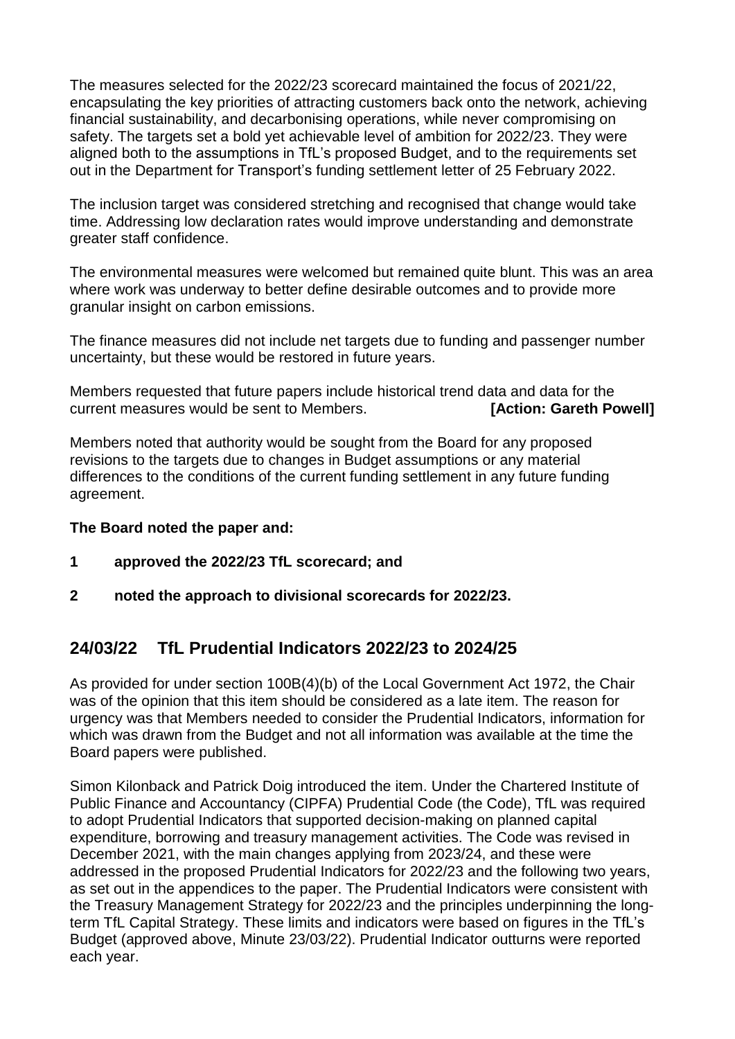The measures selected for the 2022/23 scorecard maintained the focus of 2021/22, encapsulating the key priorities of attracting customers back onto the network, achieving financial sustainability, and decarbonising operations, while never compromising on safety. The targets set a bold yet achievable level of ambition for 2022/23. They were aligned both to the assumptions in TfL's proposed Budget, and to the requirements set out in the Department for Transport's funding settlement letter of 25 February 2022.

The inclusion target was considered stretching and recognised that change would take time. Addressing low declaration rates would improve understanding and demonstrate greater staff confidence.

The environmental measures were welcomed but remained quite blunt. This was an area where work was underway to better define desirable outcomes and to provide more granular insight on carbon emissions.

The finance measures did not include net targets due to funding and passenger number uncertainty, but these would be restored in future years.

Members requested that future papers include historical trend data and data for the current measures would be sent to Members. **[Action: Gareth Powell]**

Members noted that authority would be sought from the Board for any proposed revisions to the targets due to changes in Budget assumptions or any material differences to the conditions of the current funding settlement in any future funding agreement.

**The Board noted the paper and:**

**1 approved the 2022/23 TfL scorecard; and**

**2 noted the approach to divisional scorecards for 2022/23.**

## 24/03/22 TfL Prudential Indicators 2022/23 to 2024/25

As provided for under section 100B(4)(b) of the Local Government Act 1972, the Chair was of the opinion that this item should be considered as a late item. The reason for urgency was that Members needed to consider the Prudential Indicators, information for which was drawn from the Budget and not all information was available at the time the Board papers were published.

Simon Kilonback and Patrick Doig introduced the item. Under the Chartered Institute of Public Finance and Accountancy (CIPFA) Prudential Code (the Code), TfL was required to adopt Prudential Indicators that supported decision-making on planned capital expenditure, borrowing and treasury management activities. The Code was revised in December 2021, with the main changes applying from 2023/24, and these were addressed in the proposed Prudential Indicators for 2022/23 and the following two years, as set out in the appendices to the paper. The Prudential Indicators were consistent with the Treasury Management Strategy for 2022/23 and the principles underpinning the long-term TfL Capital Strategy. These limits and indicators were based on figures in the TfL's Budget (approved above, Minute 23/03/22). Prudential Indicator outturns were reported each year.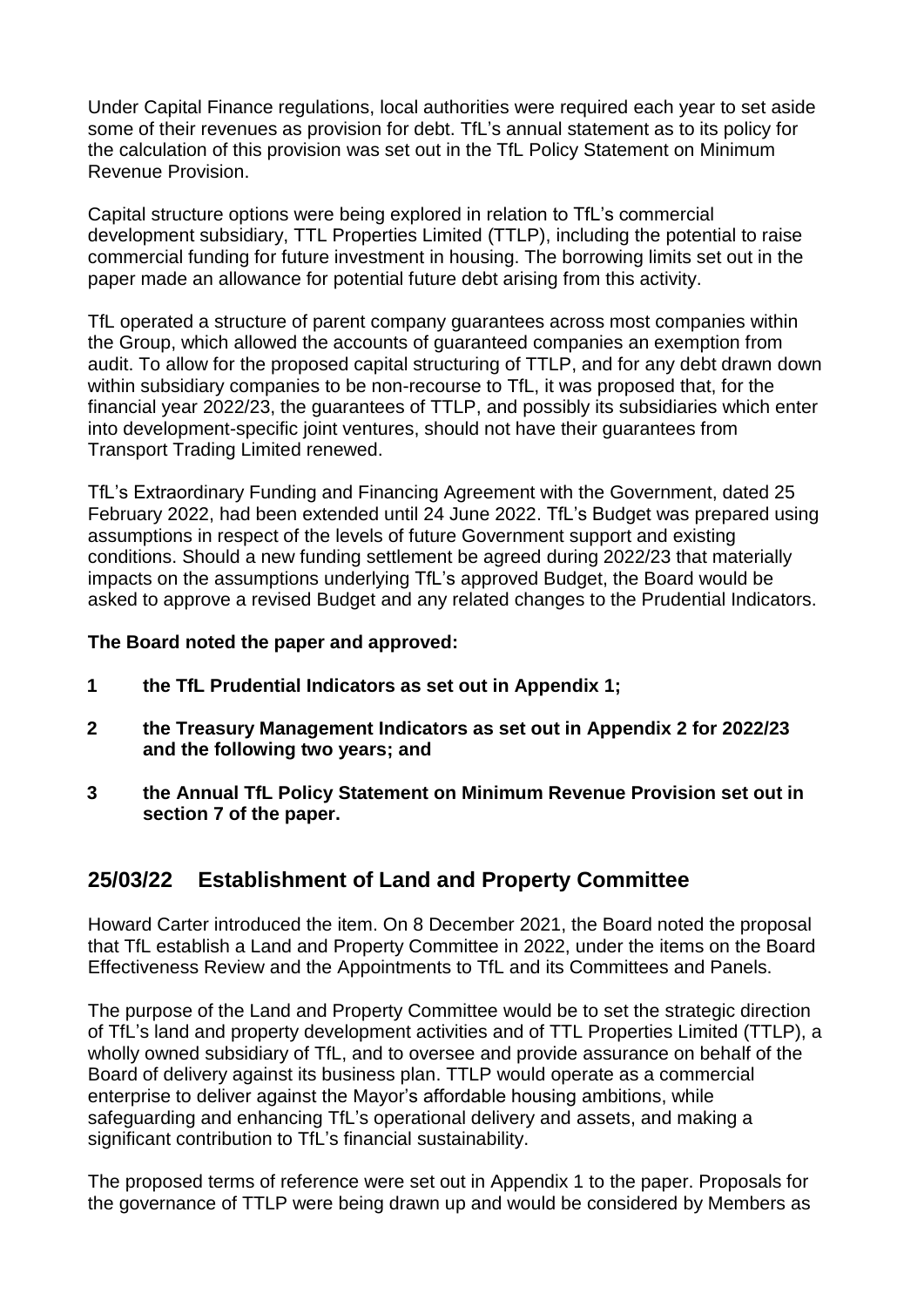Under Capital Finance regulations, local authorities were required each year to set aside some of their revenues as provision for debt. TfL's annual statement as to its policy for the calculation of this provision was set out in the TfL Policy Statement on Minimum Revenue Provision.

Capital structure options were being explored in relation to TfL's commercial development subsidiary, TTL Properties Limited (TTLP), including the potential to raise commercial funding for future investment in housing. The borrowing limits set out in the paper made an allowance for potential future debt arising from this activity.

TfL operated a structure of parent company guarantees across most companies within the Group, which allowed the accounts of guaranteed companies an exemption from audit. To allow for the proposed capital structuring of TTLP, and for any debt drawn down within subsidiary companies to be non-recourse to TfL, it was proposed that, for the financial year 2022/23, the guarantees of TTLP, and possibly its subsidiaries which enter into development-specific joint ventures, should not have their guarantees from Transport Trading Limited renewed.

TfL's Extraordinary Funding and Financing Agreement with the Government, dated 25 February 2022, had been extended until 24 June 2022. TfL's Budget was prepared using assumptions in respect of the levels of future Government support and existing conditions. Should a new funding settlement be agreed during 2022/23 that materially impacts on the assumptions underlying TfL's approved Budget, the Board would be asked to approve a revised Budget and any related changes to the Prudential Indicators.

**The Board noted the paper and approved:**

**1 the TfL Prudential Indicators as set out in Appendix 1;**

**2 the Treasury Management Indicators as set out in Appendix 2 for 2022/23 and the following two years; and**

**3 the Annual TfL Policy Statement on Minimum Revenue Provision set out in section 7 of the paper.**

## 25/03/22 Establishment of Land and Property Committee

Howard Carter introduced the item. On 8 December 2021, the Board noted the proposal that TfL establish a Land and Property Committee in 2022, under the items on the Board Effectiveness Review and the Appointments to TfL and its Committees and Panels.

The purpose of the Land and Property Committee would be to set the strategic direction of TfL's land and property development activities and of TTL Properties Limited (TTLP), a wholly owned subsidiary of TfL, and to oversee and provide assurance on behalf of the Board of delivery against its business plan. TTLP would operate as a commercial enterprise to deliver against the Mayor's affordable housing ambitions, while safeguarding and enhancing TfL's operational delivery and assets, and making a significant contribution to TfL's financial sustainability.

The proposed terms of reference were set out in Appendix 1 to the paper. Proposals for the governance of TTLP were being drawn up and would be considered by Members as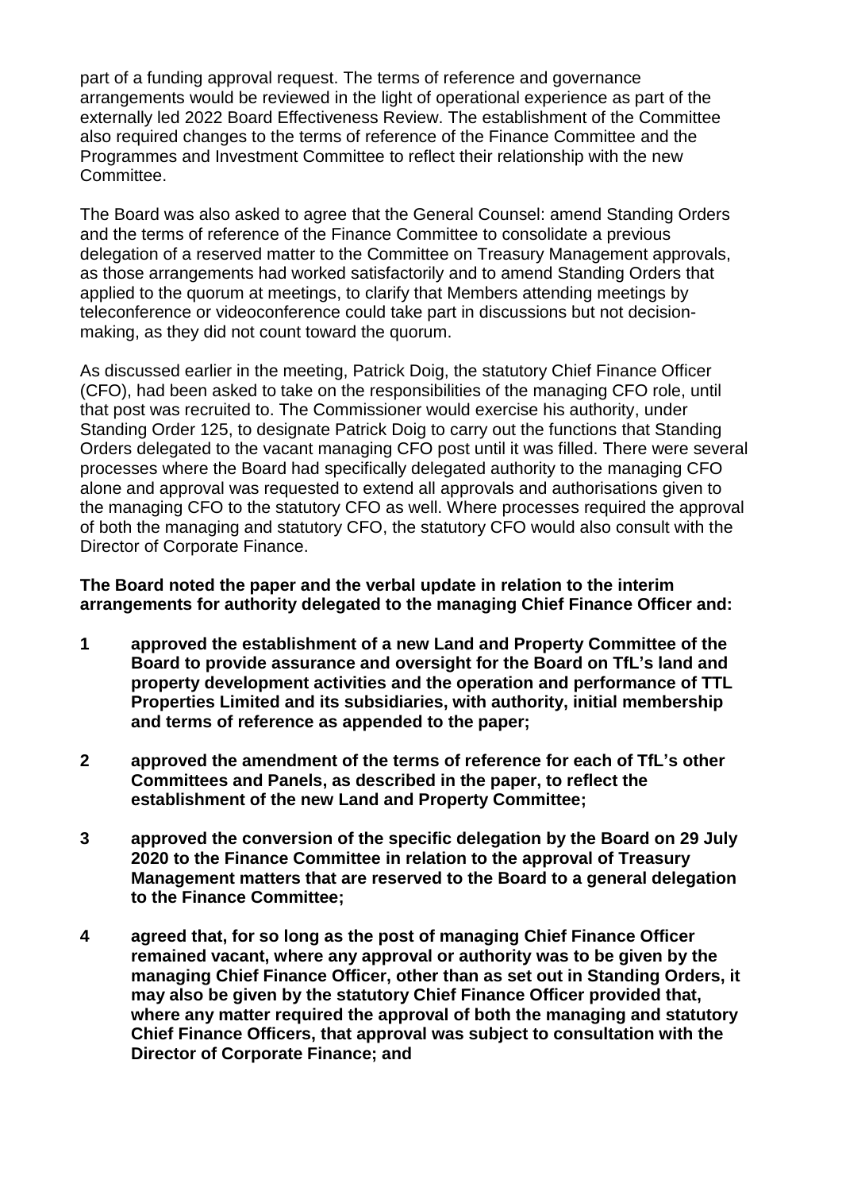part of a funding approval request. The terms of reference and governance arrangements would be reviewed in the light of operational experience as part of the externally led 2022 Board Effectiveness Review. The establishment of the Committee also required changes to the terms of reference of the Finance Committee and the Programmes and Investment Committee to reflect their relationship with the new Committee.

The Board was also asked to agree that the General Counsel: amend Standing Orders and the terms of reference of the Finance Committee to consolidate a previous delegation of a reserved matter to the Committee on Treasury Management approvals, as those arrangements had worked satisfactorily and to amend Standing Orders that applied to the quorum at meetings, to clarify that Members attending meetings by teleconference or videoconference could take part in discussions but not decision-making, as they did not count toward the quorum.

As discussed earlier in the meeting, Patrick Doig, the statutory Chief Finance Officer (CFO), had been asked to take on the responsibilities of the managing CFO role, until that post was recruited to. The Commissioner would exercise his authority, under Standing Order 125, to designate Patrick Doig to carry out the functions that Standing Orders delegated to the vacant managing CFO post until it was filled. There were several processes where the Board had specifically delegated authority to the managing CFO alone and approval was requested to extend all approvals and authorisations given to the managing CFO to the statutory CFO as well. Where processes required the approval of both the managing and statutory CFO, the statutory CFO would also consult with the Director of Corporate Finance.

**The Board noted the paper and the verbal update in relation to the interim arrangements for authority delegated to the managing Chief Finance Officer and:**

**1 approved the establishment of a new Land and Property Committee of the Board to provide assurance and oversight for the Board on TfL's land and property development activities and the operation and performance of TTL Properties Limited and its subsidiaries, with authority, initial membership and terms of reference as appended to the paper;**

**2 approved the amendment of the terms of reference for each of TfL's other Committees and Panels, as described in the paper, to reflect the establishment of the new Land and Property Committee;**

**3 approved the conversion of the specific delegation by the Board on 29 July 2020 to the Finance Committee in relation to the approval of Treasury Management matters that are reserved to the Board to a general delegation to the Finance Committee;**

**4 agreed that, for so long as the post of managing Chief Finance Officer remained vacant, where any approval or authority was to be given by the managing Chief Finance Officer, other than as set out in Standing Orders, it may also be given by the statutory Chief Finance Officer provided that, where any matter required the approval of both the managing and statutory Chief Finance Officers, that approval was subject to consultation with the Director of Corporate Finance; and**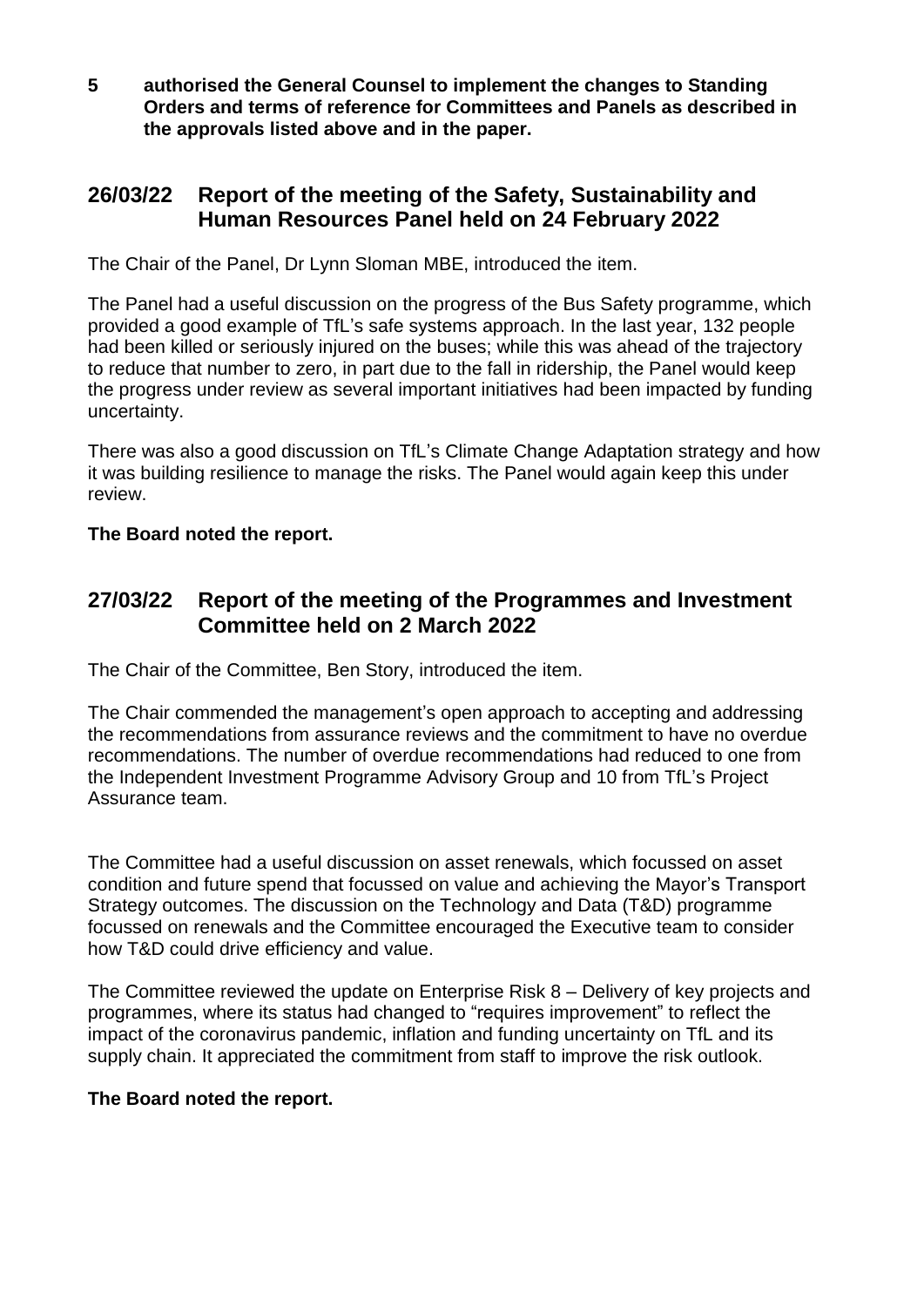**5 authorised the General Counsel to implement the changes to Standing Orders and terms of reference for Committees and Panels as described in the approvals listed above and in the paper.**

## 26/03/22 Report of the meeting of the Safety, Sustainability and Human Resources Panel held on 24 February 2022

The Chair of the Panel, Dr Lynn Sloman MBE, introduced the item.

The Panel had a useful discussion on the progress of the Bus Safety programme, which provided a good example of TfL's safe systems approach. In the last year, 132 people had been killed or seriously injured on the buses; while this was ahead of the trajectory to reduce that number to zero, in part due to the fall in ridership, the Panel would keep the progress under review as several important initiatives had been impacted by funding uncertainty.

There was also a good discussion on TfL's Climate Change Adaptation strategy and how it was building resilience to manage the risks. The Panel would again keep this under review.

**The Board noted the report.**

## 27/03/22 Report of the meeting of the Programmes and Investment Committee held on 2 March 2022

The Chair of the Committee, Ben Story, introduced the item.

The Chair commended the management's open approach to accepting and addressing the recommendations from assurance reviews and the commitment to have no overdue recommendations. The number of overdue recommendations had reduced to one from the Independent Investment Programme Advisory Group and 10 from TfL's Project Assurance team.

The Committee had a useful discussion on asset renewals, which focussed on asset condition and future spend that focussed on value and achieving the Mayor's Transport Strategy outcomes. The discussion on the Technology and Data (T&D) programme focussed on renewals and the Committee encouraged the Executive team to consider how T&D could drive efficiency and value.

The Committee reviewed the update on Enterprise Risk 8 – Delivery of key projects and programmes, where its status had changed to "requires improvement" to reflect the impact of the coronavirus pandemic, inflation and funding uncertainty on TfL and its supply chain. It appreciated the commitment from staff to improve the risk outlook.

**The Board noted the report.**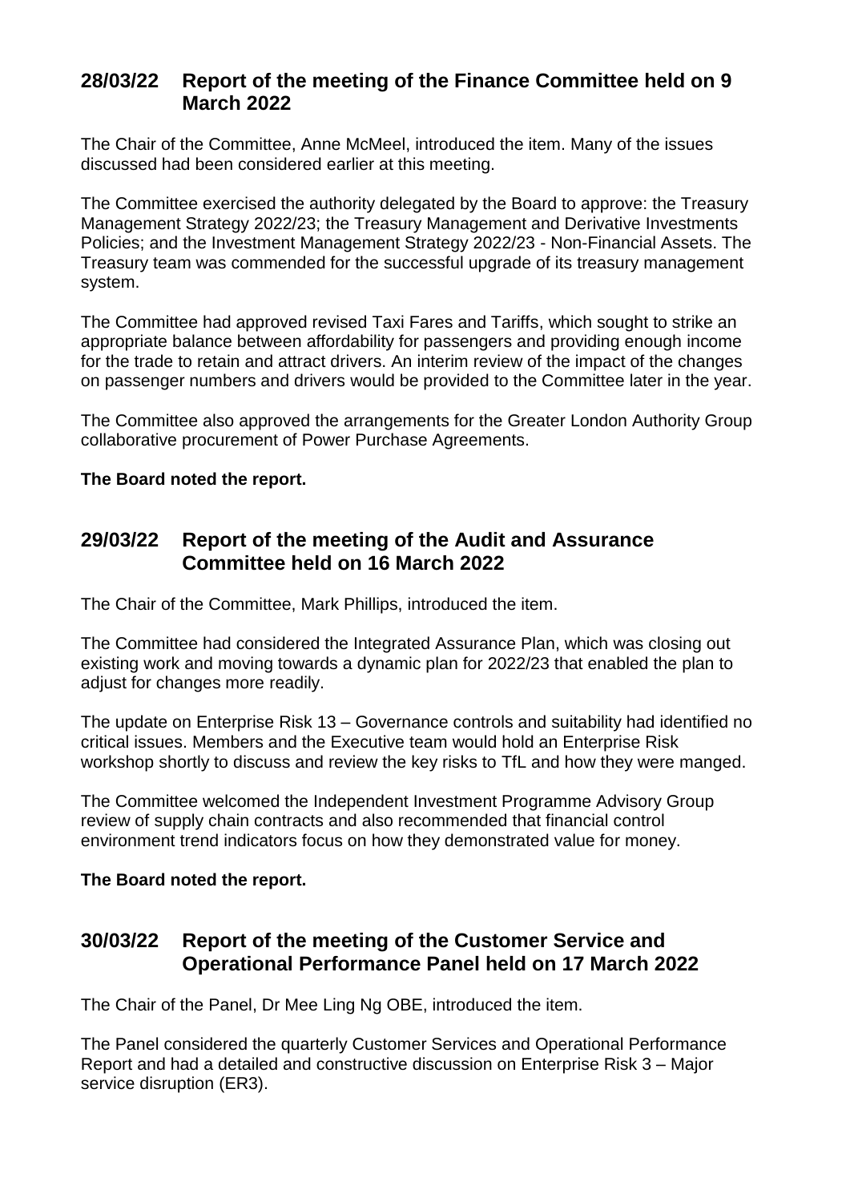## 28/03/22 Report of the meeting of the Finance Committee held on 9 March 2022

The Chair of the Committee, Anne McMeel, introduced the item. Many of the issues discussed had been considered earlier at this meeting.

The Committee exercised the authority delegated by the Board to approve: the Treasury Management Strategy 2022/23; the Treasury Management and Derivative Investments Policies; and the Investment Management Strategy 2022/23 - Non-Financial Assets. The Treasury team was commended for the successful upgrade of its treasury management system.

The Committee had approved revised Taxi Fares and Tariffs, which sought to strike an appropriate balance between affordability for passengers and providing enough income for the trade to retain and attract drivers. An interim review of the impact of the changes on passenger numbers and drivers would be provided to the Committee later in the year.

The Committee also approved the arrangements for the Greater London Authority Group collaborative procurement of Power Purchase Agreements.

**The Board noted the report.**

## 29/03/22 Report of the meeting of the Audit and Assurance Committee held on 16 March 2022

The Chair of the Committee, Mark Phillips, introduced the item.

The Committee had considered the Integrated Assurance Plan, which was closing out existing work and moving towards a dynamic plan for 2022/23 that enabled the plan to adjust for changes more readily.

The update on Enterprise Risk 13 – Governance controls and suitability had identified no critical issues. Members and the Executive team would hold an Enterprise Risk workshop shortly to discuss and review the key risks to TfL and how they were manged.

The Committee welcomed the Independent Investment Programme Advisory Group review of supply chain contracts and also recommended that financial control environment trend indicators focus on how they demonstrated value for money.

**The Board noted the report.**

## 30/03/22 Report of the meeting of the Customer Service and Operational Performance Panel held on 17 March 2022

The Chair of the Panel, Dr Mee Ling Ng OBE, introduced the item.

The Panel considered the quarterly Customer Services and Operational Performance Report and had a detailed and constructive discussion on Enterprise Risk 3 – Major service disruption (ER3).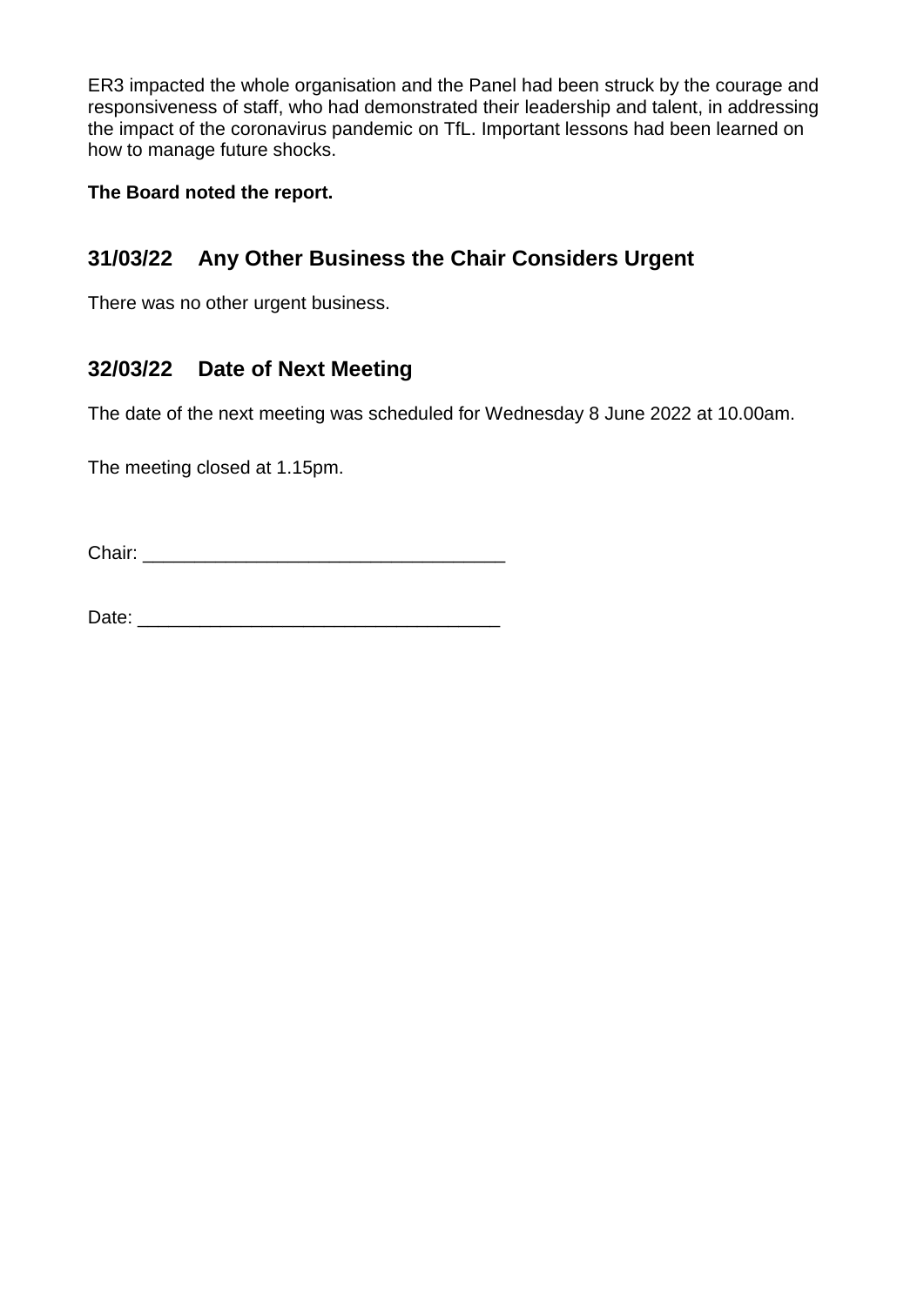ER3 impacted the whole organisation and the Panel had been struck by the courage and responsiveness of staff, who had demonstrated their leadership and talent, in addressing the impact of the coronavirus pandemic on TfL. Important lessons had been learned on how to manage future shocks.

**The Board noted the report.**

## 31/03/22 Any Other Business the Chair Considers Urgent

There was no other urgent business.

## 32/03/22 Date of Next Meeting

The date of the next meeting was scheduled for Wednesday 8 June 2022 at 10.00am.

The meeting closed at 1.15pm.

Chair: ___________________________________

Date: ___________________________________